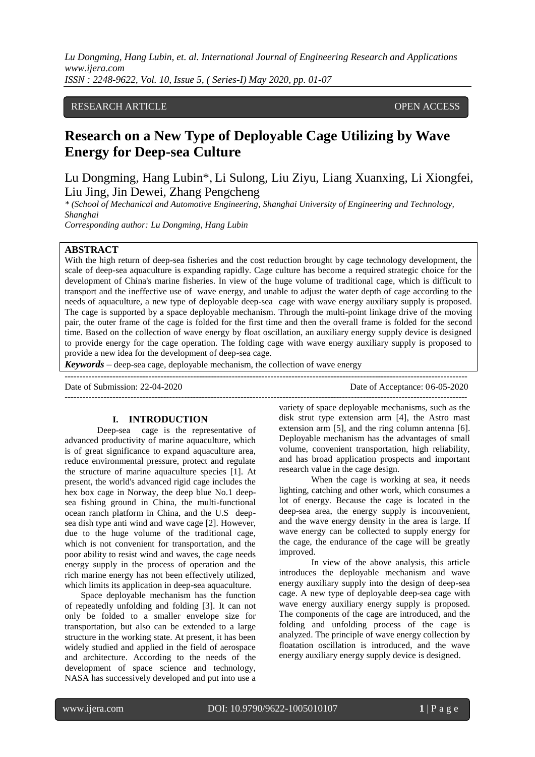RESEARCH ARTICLE OPEN ACCESS

# Research on a New Type of Deployable Cage Utilizing by Wave Energy for Deep-sea Culture

Lu Dongming, Hang Lubin*, Li Sulong, Liu Ziyu, Liang Xuanxing, Li Xiongfei, Liu Jing, Jin Dewei, Zhang Pengcheng

*\* (School of Mechanical and Automotive Engineering, Shanghai University of Engineering and Technology, Shanghai*

*Corresponding author: Lu Dongming, Hang Lubin*

## ABSTRACT

With the high return of deep-sea fisheries and the cost reduction brought by cage technology development, the scale of deep-sea aquaculture is expanding rapidly. Cage culture has become a required strategic choice for the development of China's marine fisheries. In view of the huge volume of traditional cage, which is difficult to transport and the ineffective use of wave energy, and unable to adjust the water depth of cage according to the needs of aquaculture, a new type of deployable deep-sea cage with wave energy auxiliary supply is proposed. The cage is supported by a space deployable mechanism. Through the multi-point linkage drive of the moving pair, the outer frame of the cage is folded for the first time and then the overall frame is folded for the second time. Based on the collection of wave energy by float oscillation, an auxiliary energy supply device is designed to provide energy for the cage operation. The folding cage with wave energy auxiliary supply is proposed to provide a new idea for the development of deep-sea cage.

***Keywords*** – deep-sea cage, deployable mechanism, the collection of wave energy

Date of Submission: 22-04-2020 Date of Acceptance: 06-05-2020

## I. INTRODUCTION

Deep-sea cage is the representative of advanced productivity of marine aquaculture, which is of great significance to expand aquaculture area, reduce environmental pressure, protect and regulate the structure of marine aquaculture species [1]. At present, the world's advanced rigid cage includes the hex box cage in Norway, the deep blue No.1 deep-sea fishing ground in China, the multi-functional ocean ranch platform in China, and the U.S deep-sea dish type anti wind and wave cage [2]. However, due to the huge volume of the traditional cage, which is not convenient for transportation, and the poor ability to resist wind and waves, the cage needs energy supply in the process of operation and the rich marine energy has not been effectively utilized, which limits its application in deep-sea aquaculture.

Space deployable mechanism has the function of repeatedly unfolding and folding [3]. It can not only be folded to a smaller envelope size for transportation, but also can be extended to a large structure in the working state. At present, it has been widely studied and applied in the field of aerospace and architecture. According to the needs of the development of space science and technology, NASA has successively developed and put into use a variety of space deployable mechanisms, such as the disk strut type extension arm [4], the Astro mast extension arm [5], and the ring column antenna [6]. Deployable mechanism has the advantages of small volume, convenient transportation, high reliability, and has broad application prospects and important research value in the cage design.

When the cage is working at sea, it needs lighting, catching and other work, which consumes a lot of energy. Because the cage is located in the deep-sea area, the energy supply is inconvenient, and the wave energy density in the area is large. If wave energy can be collected to supply energy for the cage, the endurance of the cage will be greatly improved.

In view of the above analysis, this article introduces the deployable mechanism and wave energy auxiliary supply into the design of deep-sea cage. A new type of deployable deep-sea cage with wave energy auxiliary energy supply is proposed. The components of the cage are introduced, and the folding and unfolding process of the cage is analyzed. The principle of wave energy collection by floatation oscillation is introduced, and the wave energy auxiliary energy supply device is designed.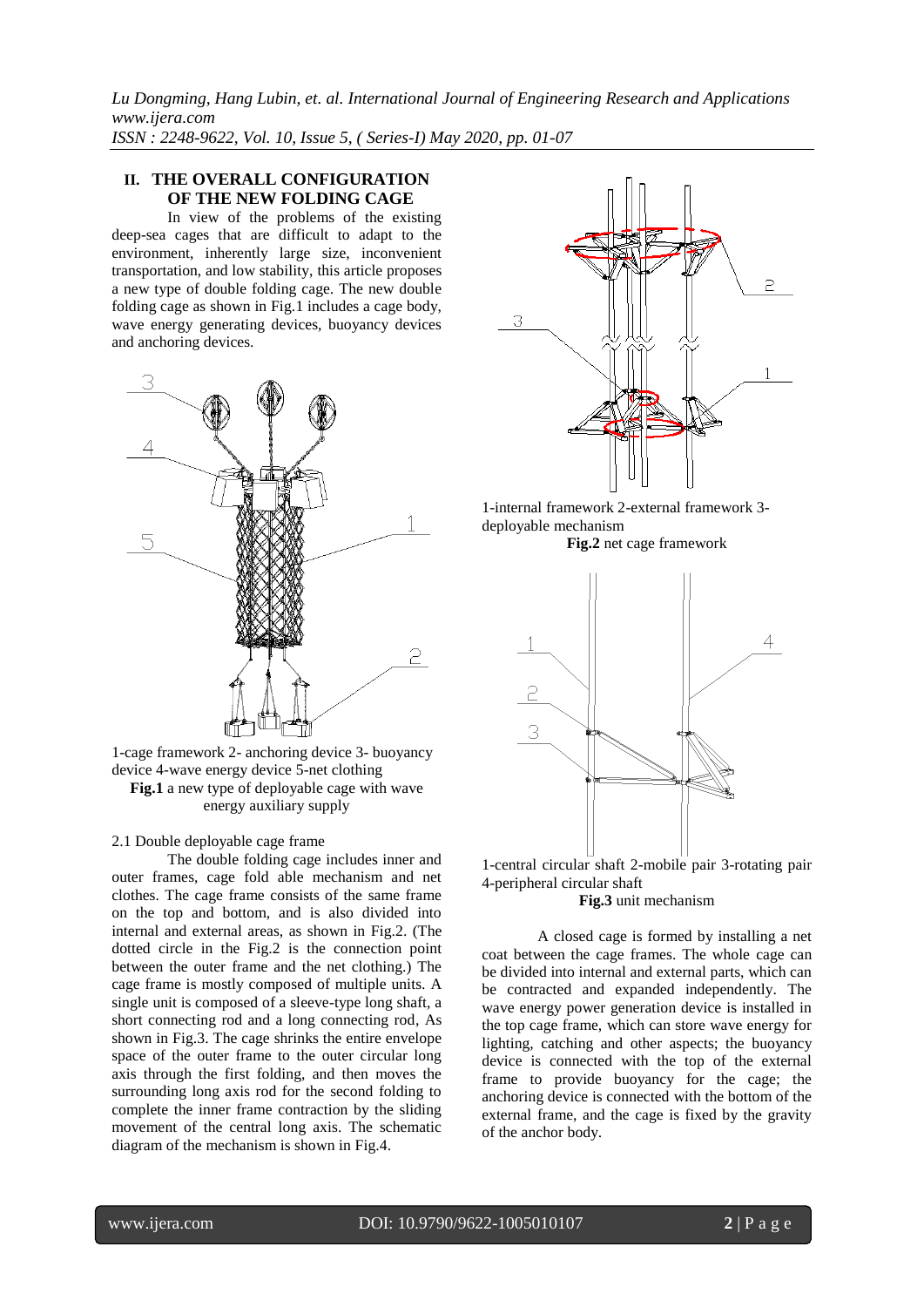## II. THE OVERALL CONFIGURATION OF THE NEW FOLDING CAGE

In view of the problems of the existing deep-sea cages that are difficult to adapt to the environment, inherently large size, inconvenient transportation, and low stability, this article proposes a new type of double folding cage. The new double folding cage as shown in Fig.1 includes a cage body, wave energy generating devices, buoyancy devices and anchoring devices.

1-cage framework 2- anchoring device 3- buoyancy device 4-wave energy device 5-net clothing

**Fig.1** a new type of deployable cage with wave energy auxiliary supply

### 2.1 Double deployable cage frame

The double folding cage includes inner and outer frames, cage fold able mechanism and net clothes. The cage frame consists of the same frame on the top and bottom, and is also divided into internal and external areas, as shown in Fig.2. (The dotted circle in the Fig.2 is the connection point between the outer frame and the net clothing.) The cage frame is mostly composed of multiple units. A single unit is composed of a sleeve-type long shaft, a short connecting rod and a long connecting rod, As shown in Fig.3. The cage shrinks the entire envelope space of the outer frame to the outer circular long axis through the first folding, and then moves the surrounding long axis rod for the second folding to complete the inner frame contraction by the sliding movement of the central long axis. The schematic diagram of the mechanism is shown in Fig.4.

1-internal framework 2-external framework 3-deployable mechanism

**Fig.2** net cage framework

1-central circular shaft 2-mobile pair 3-rotating pair 4-peripheral circular shaft

**Fig.3** unit mechanism

A closed cage is formed by installing a net coat between the cage frames. The whole cage can be divided into internal and external parts, which can be contracted and expanded independently. The wave energy power generation device is installed in the top cage frame, which can store wave energy for lighting, catching and other aspects; the buoyancy device is connected with the top of the external frame to provide buoyancy for the cage; the anchoring device is connected with the bottom of the external frame, and the cage is fixed by the gravity of the anchor body.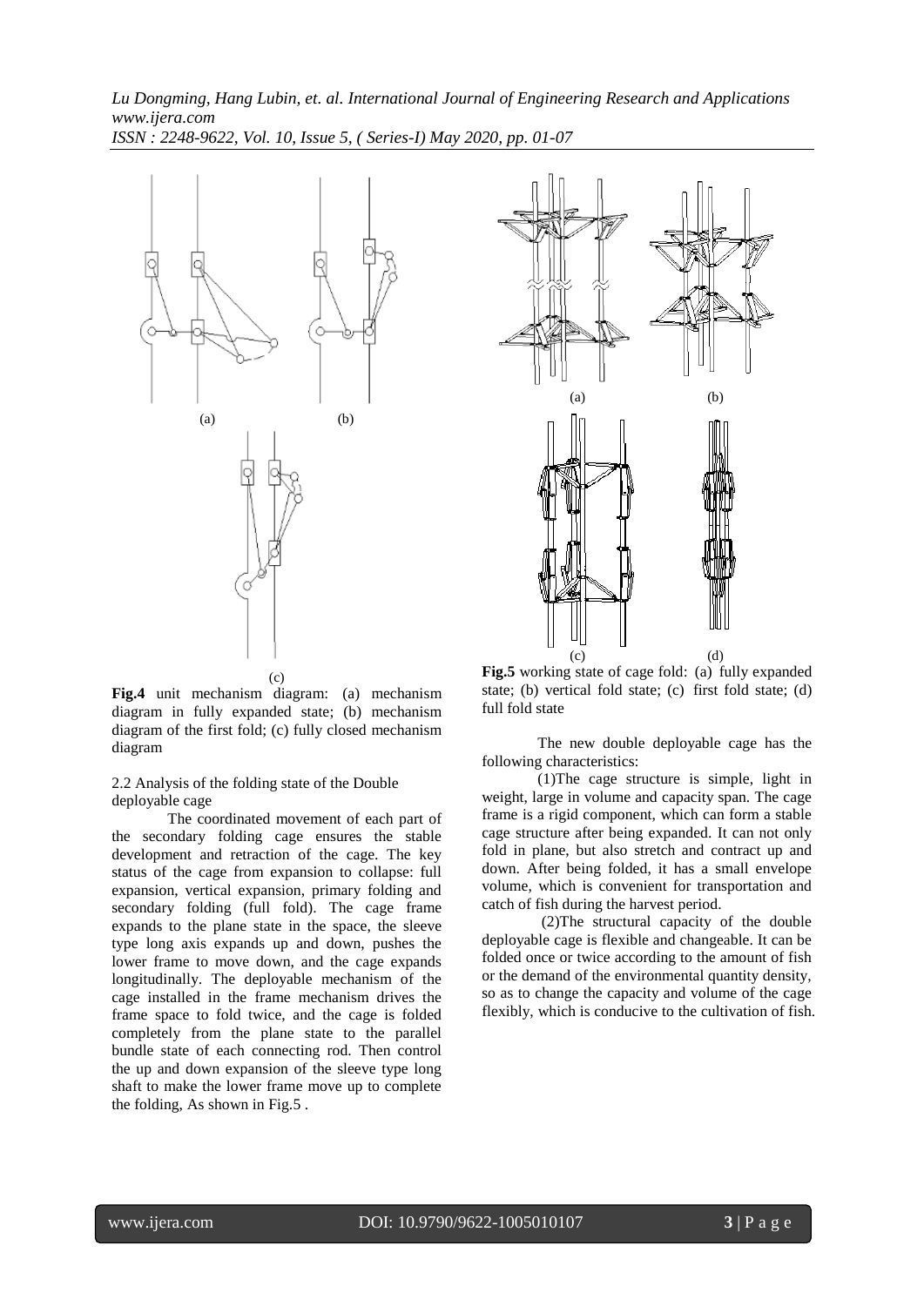**Fig.4** unit mechanism diagram: (a) mechanism diagram in fully expanded state; (b) mechanism diagram of the first fold; (c) fully closed mechanism diagram

**Fig.5** working state of cage fold: (a) fully expanded state; (b) vertical fold state; (c) first fold state; (d) full fold state

2.2 Analysis of the folding state of the Double deployable cage

The coordinated movement of each part of the secondary folding cage ensures the stable development and retraction of the cage. The key status of the cage from expansion to collapse: full expansion, vertical expansion, primary folding and secondary folding (full fold). The cage frame expands to the plane state in the space, the sleeve type long axis expands up and down, pushes the lower frame to move down, and the cage expands longitudinally. The deployable mechanism of the cage installed in the frame mechanism drives the frame space to fold twice, and the cage is folded completely from the plane state to the parallel bundle state of each connecting rod. Then control the up and down expansion of the sleeve type long shaft to make the lower frame move up to complete the folding, As shown in Fig.5 .

The new double deployable cage has the following characteristics:

(1)The cage structure is simple, light in weight, large in volume and capacity span. The cage frame is a rigid component, which can form a stable cage structure after being expanded. It can not only fold in plane, but also stretch and contract up and down. After being folded, it has a small envelope volume, which is convenient for transportation and catch of fish during the harvest period.

(2)The structural capacity of the double deployable cage is flexible and changeable. It can be folded once or twice according to the amount of fish or the demand of the environmental quantity density, so as to change the capacity and volume of the cage flexibly, which is conducive to the cultivation of fish.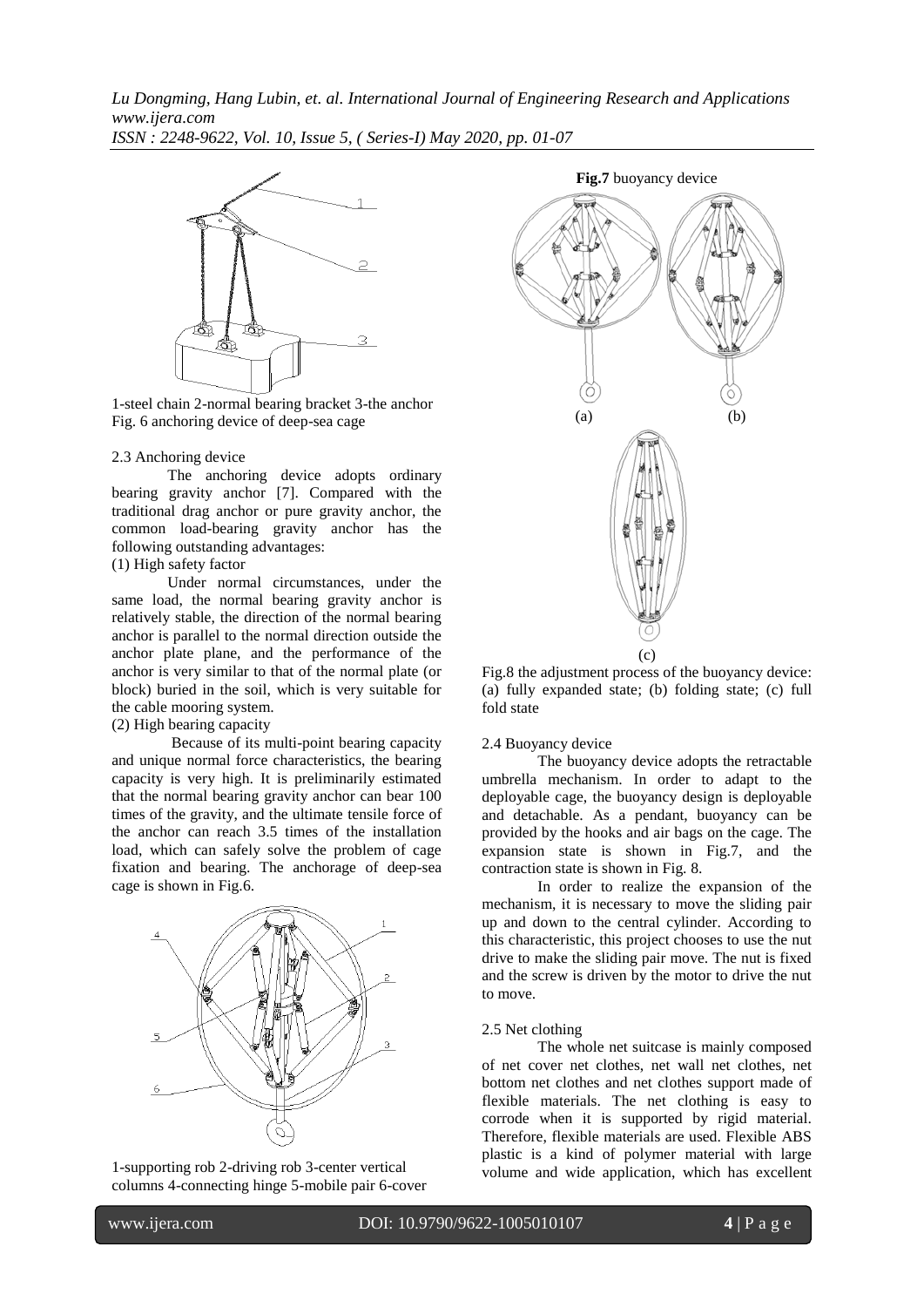1-steel chain 2-normal bearing bracket 3-the anchor
Fig. 6 anchoring device of deep-sea cage

2.3 Anchoring device

The anchoring device adopts ordinary bearing gravity anchor [7]. Compared with the traditional drag anchor or pure gravity anchor, the common load-bearing gravity anchor has the following outstanding advantages:

(1) High safety factor

Under normal circumstances, under the same load, the normal bearing gravity anchor is relatively stable, the direction of the normal bearing anchor is parallel to the normal direction outside the anchor plate plane, and the performance of the anchor is very similar to that of the normal plate (or block) buried in the soil, which is very suitable for the cable mooring system.

(2) High bearing capacity

Because of its multi-point bearing capacity and unique normal force characteristics, the bearing capacity is very high. It is preliminarily estimated that the normal bearing gravity anchor can bear 100 times of the gravity, and the ultimate tensile force of the anchor can reach 3.5 times of the installation load, which can safely solve the problem of cage fixation and bearing. The anchorage of deep-sea cage is shown in Fig.6.

1-supporting rob 2-driving rob 3-center vertical columns 4-connecting hinge 5-mobile pair 6-cover

**Fig.7** buoyancy device

(a) (b)

(c)

Fig.8 the adjustment process of the buoyancy device: (a) fully expanded state; (b) folding state; (c) full fold state

2.4 Buoyancy device

The buoyancy device adopts the retractable umbrella mechanism. In order to adapt to the deployable cage, the buoyancy design is deployable and detachable. As a pendant, buoyancy can be provided by the hooks and air bags on the cage. The expansion state is shown in Fig.7, and the contraction state is shown in Fig. 8.

In order to realize the expansion of the mechanism, it is necessary to move the sliding pair up and down to the central cylinder. According to this characteristic, this project chooses to use the nut drive to make the sliding pair move. The nut is fixed and the screw is driven by the motor to drive the nut to move.

2.5 Net clothing

The whole net suitcase is mainly composed of net cover net clothes, net wall net clothes, net bottom net clothes and net clothes support made of flexible materials. The net clothing is easy to corrode when it is supported by rigid material. Therefore, flexible materials are used. Flexible ABS plastic is a kind of polymer material with large volume and wide application, which has excellent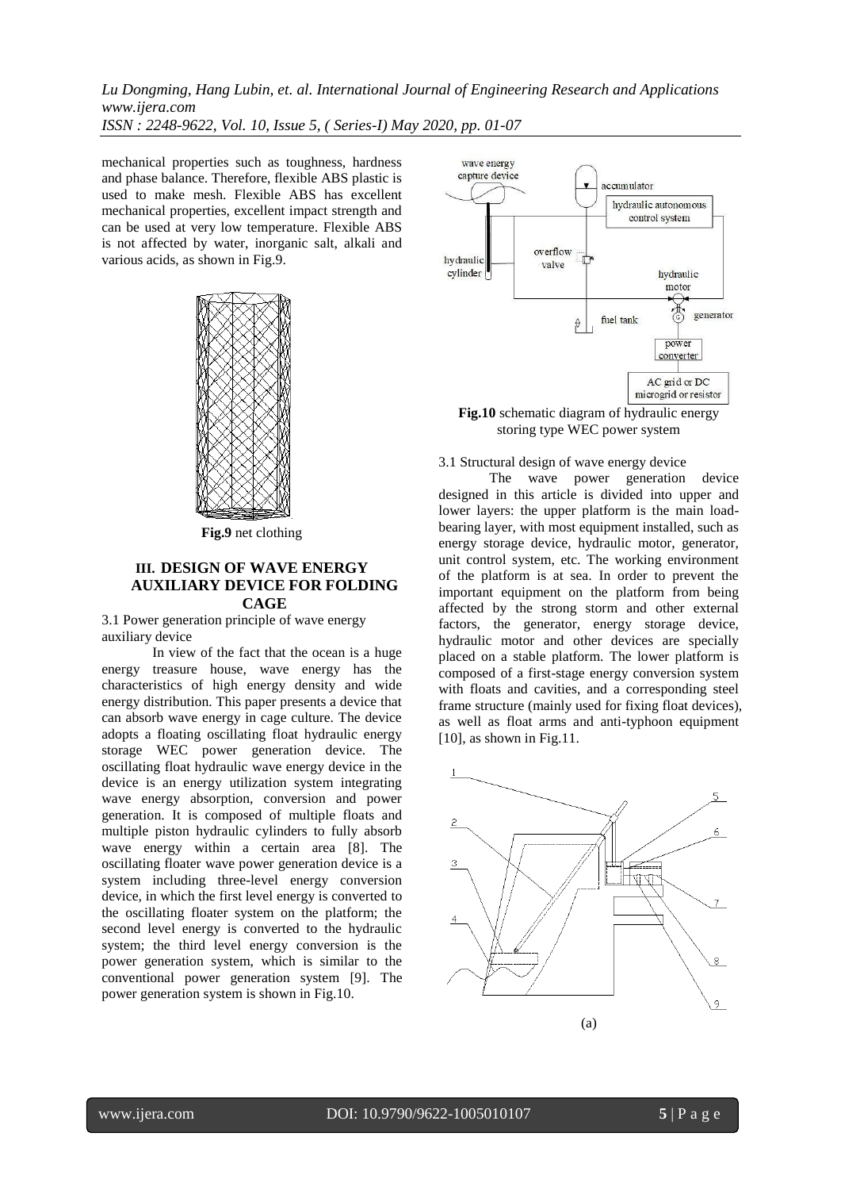mechanical properties such as toughness, hardness and phase balance. Therefore, flexible ABS plastic is used to make mesh. Flexible ABS has excellent mechanical properties, excellent impact strength and can be used at very low temperature. Flexible ABS is not affected by water, inorganic salt, alkali and various acids, as shown in Fig.9.

**Fig.9** net clothing

## III. DESIGN OF WAVE ENERGY AUXILIARY DEVICE FOR FOLDING CAGE

3.1 Power generation principle of wave energy auxiliary device

In view of the fact that the ocean is a huge energy treasure house, wave energy has the characteristics of high energy density and wide energy distribution. This paper presents a device that can absorb wave energy in cage culture. The device adopts a floating oscillating float hydraulic energy storage WEC power generation device. The oscillating float hydraulic wave energy device in the device is an energy utilization system integrating wave energy absorption, conversion and power generation. It is composed of multiple floats and multiple piston hydraulic cylinders to fully absorb wave energy within a certain area [8]. The oscillating floater wave power generation device is a system including three-level energy conversion device, in which the first level energy is converted to the oscillating floater system on the platform; the second level energy is converted to the hydraulic system; the third level energy conversion is the power generation system, which is similar to the conventional power generation system [9]. The power generation system is shown in Fig.10.

**Fig.10** schematic diagram of hydraulic energy storing type WEC power system

3.1 Structural design of wave energy device

The wave power generation device designed in this article is divided into upper and lower layers: the upper platform is the main load-bearing layer, with most equipment installed, such as energy storage device, hydraulic motor, generator, unit control system, etc. The working environment of the platform is at sea. In order to prevent the important equipment on the platform from being affected by the strong storm and other external factors, the generator, energy storage device, hydraulic motor and other devices are specially placed on a stable platform. The lower platform is composed of a first-stage energy conversion system with floats and cavities, and a corresponding steel frame structure (mainly used for fixing float devices), as well as float arms and anti-typhoon equipment [10], as shown in Fig.11.

(a)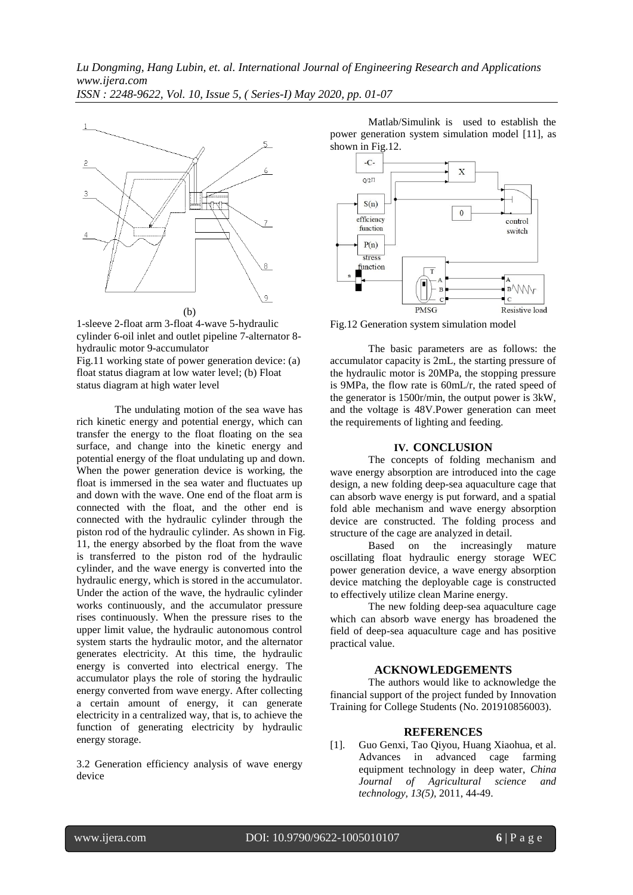(b)

1-sleeve 2-float arm 3-float 4-wave 5-hydraulic cylinder 6-oil inlet and outlet pipeline 7-alternator 8-hydraulic motor 9-accumulator

Fig.11 working state of power generation device: (a) float status diagram at low water level; (b) Float status diagram at high water level

The undulating motion of the sea wave has rich kinetic energy and potential energy, which can transfer the energy to the float floating on the sea surface, and change into the kinetic energy and potential energy of the float undulating up and down. When the power generation device is working, the float is immersed in the sea water and fluctuates up and down with the wave. One end of the float arm is connected with the float, and the other end is connected with the hydraulic cylinder through the piston rod of the hydraulic cylinder. As shown in Fig. 11, the energy absorbed by the float from the wave is transferred to the piston rod of the hydraulic cylinder, and the wave energy is converted into the hydraulic energy, which is stored in the accumulator. Under the action of the wave, the hydraulic cylinder works continuously, and the accumulator pressure rises continuously. When the pressure rises to the upper limit value, the hydraulic autonomous control system starts the hydraulic motor, and the alternator generates electricity. At this time, the hydraulic energy is converted into electrical energy. The accumulator plays the role of storing the hydraulic energy converted from wave energy. After collecting a certain amount of energy, it can generate electricity in a centralized way, that is, to achieve the function of generating electricity by hydraulic energy storage.

3.2 Generation efficiency analysis of wave energy device

Matlab/Simulink is used to establish the power generation system simulation model [11], as shown in Fig.12.

Fig.12 Generation system simulation model

The basic parameters are as follows: the accumulator capacity is 2mL, the starting pressure of the hydraulic motor is 20MPa, the stopping pressure is 9MPa, the flow rate is 60mL/r, the rated speed of the generator is 1500r/min, the output power is 3kW, and the voltage is 48V.Power generation can meet the requirements of lighting and feeding.

## IV. CONCLUSION

The concepts of folding mechanism and wave energy absorption are introduced into the cage design, a new folding deep-sea aquaculture cage that can absorb wave energy is put forward, and a spatial fold able mechanism and wave energy absorption device are constructed. The folding process and structure of the cage are analyzed in detail.

Based on the increasingly mature oscillating float hydraulic energy storage WEC power generation device, a wave energy absorption device matching the deployable cage is constructed to effectively utilize clean Marine energy.

The new folding deep-sea aquaculture cage which can absorb wave energy has broadened the field of deep-sea aquaculture cage and has positive practical value.

## ACKNOWLEDGEMENTS

The authors would like to acknowledge the financial support of the project funded by Innovation Training for College Students (No. 201910856003).

## REFERENCES

[1]. Guo Genxi, Tao Qiyou, Huang Xiaohua, et al. Advances in advanced cage farming equipment technology in deep water, *China Journal of Agricultural science and technology, 13(5),* 2011, 44-49.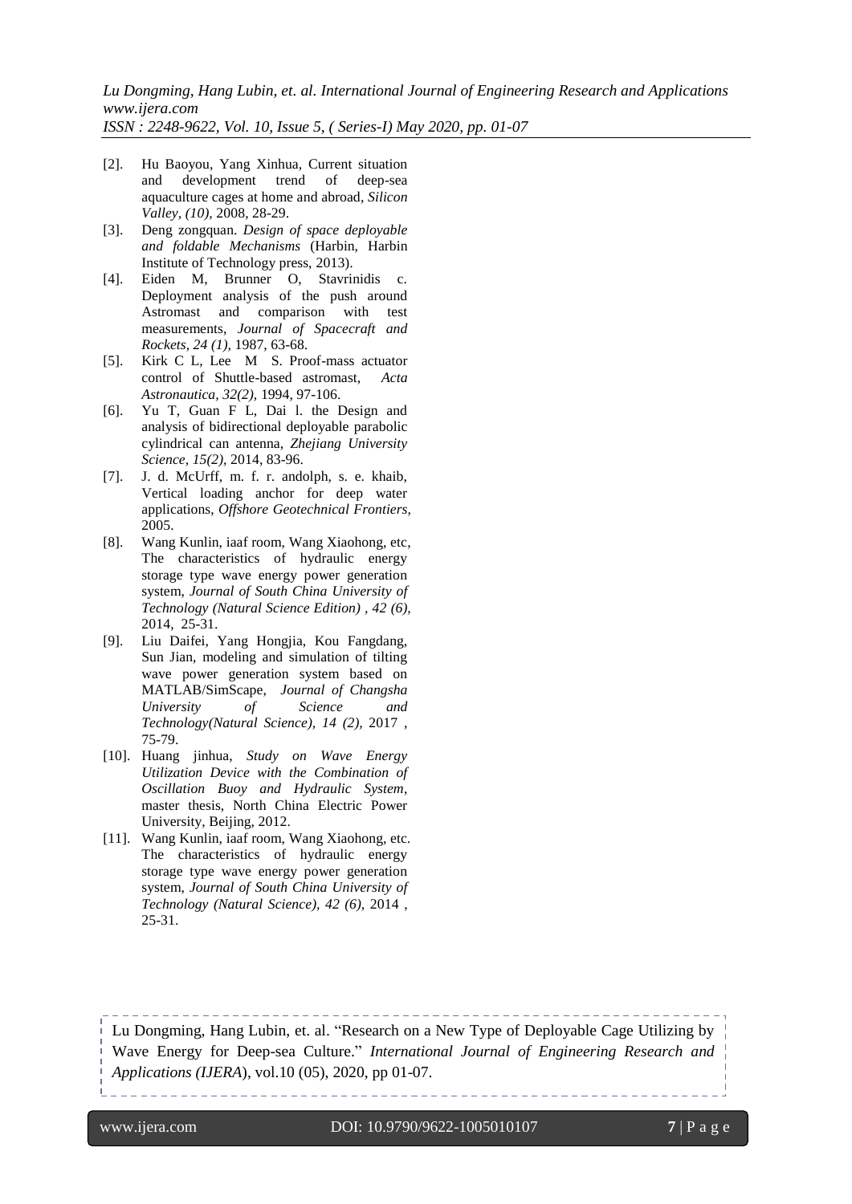[2]. Hu Baoyou, Yang Xinhua, Current situation and development trend of deep-sea aquaculture cages at home and abroad, *Silicon Valley, (10),* 2008, 28-29.

[3]. Deng zongquan. *Design of space deployable and foldable Mechanisms* (Harbin, Harbin Institute of Technology press, 2013).

[4]. Eiden M, Brunner O, Stavrinidis c. Deployment analysis of the push around Astromast and comparison with test measurements, *Journal of Spacecraft and Rockets, 24 (1),* 1987, 63-68.

[5]. Kirk C L, Lee M S. Proof-mass actuator control of Shuttle-based astromast, *Acta Astronautica, 32(2),* 1994, 97-106.

[6]. Yu T, Guan F L, Dai l. the Design and analysis of bidirectional deployable parabolic cylindrical can antenna, *Zhejiang University Science, 15(2),* 2014, 83-96.

[7]. J. d. McUrff, m. f. r. andolph, s. e. khaib, Vertical loading anchor for deep water applications, *Offshore Geotechnical Frontiers,* 2005.

[8]. Wang Kunlin, iaaf room, Wang Xiaohong, etc, The characteristics of hydraulic energy storage type wave energy power generation system, *Journal of South China University of Technology (Natural Science Edition) , 42 (6),* 2014, 25-31.

[9]. Liu Daifei, Yang Hongjia, Kou Fangdang, Sun Jian, modeling and simulation of tilting wave power generation system based on MATLAB/SimScape, *Journal of Changsha University of Science and Technology(Natural Science), 14 (2),* 2017 , 75-79.

[10]. Huang jinhua, *Study on Wave Energy Utilization Device with the Combination of Oscillation Buoy and Hydraulic System*, master thesis, North China Electric Power University, Beijing, 2012.

[11]. Wang Kunlin, iaaf room, Wang Xiaohong, etc. The characteristics of hydraulic energy storage type wave energy power generation system, *Journal of South China University of Technology (Natural Science), 42 (6),* 2014 , 25-31.

Lu Dongming, Hang Lubin, et. al. "Research on a New Type of Deployable Cage Utilizing by Wave Energy for Deep-sea Culture." *International Journal of Engineering Research and Applications (IJERA*), vol.10 (05), 2020, pp 01-07.